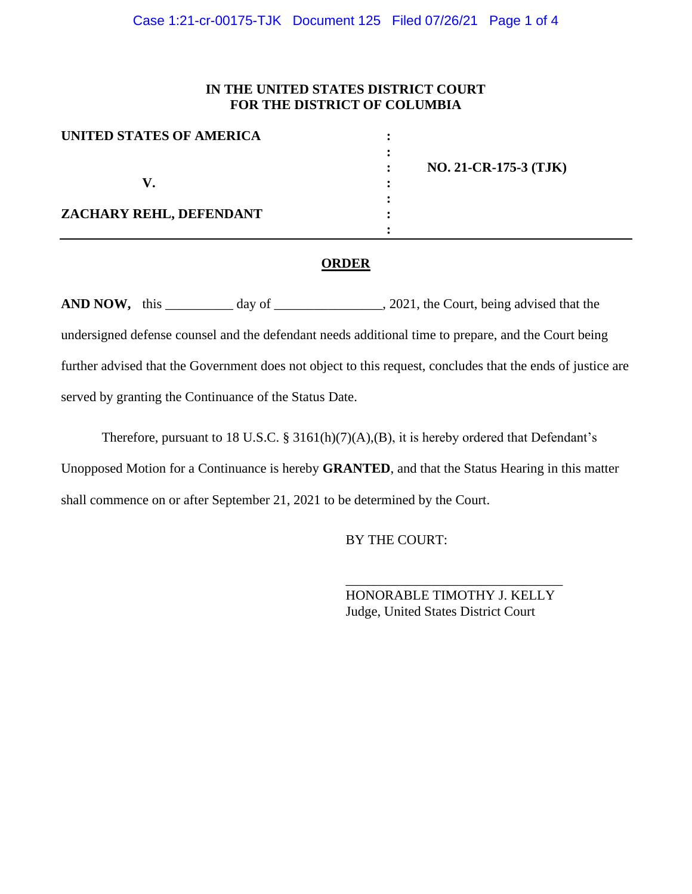**IN THE UNITED STATES DISTRICT COURT**
**FOR THE DISTRICT OF COLUMBIA**

| | | |
|---|---|---|
| **UNITED STATES OF AMERICA** | : | |
| | : | |
| | : | **NO. 21-CR-175-3 (TJK)** |
| **V.** | : | |
| | : | |
| **ZACHARY REHL, DEFENDANT** | : | |
| | : | |

## ORDER

**AND NOW,** this __________ day of ________________, 2021, the Court, being advised that the undersigned defense counsel and the defendant needs additional time to prepare, and the Court being further advised that the Government does not object to this request, concludes that the ends of justice are served by granting the Continuance of the Status Date.

Therefore, pursuant to 18 U.S.C. § 3161(h)(7)(A),(B), it is hereby ordered that Defendant's Unopposed Motion for a Continuance is hereby **GRANTED**, and that the Status Hearing in this matter shall commence on or after September 21, 2021 to be determined by the Court.

BY THE COURT:

_______________________________
HONORABLE TIMOTHY J. KELLY
Judge, United States District Court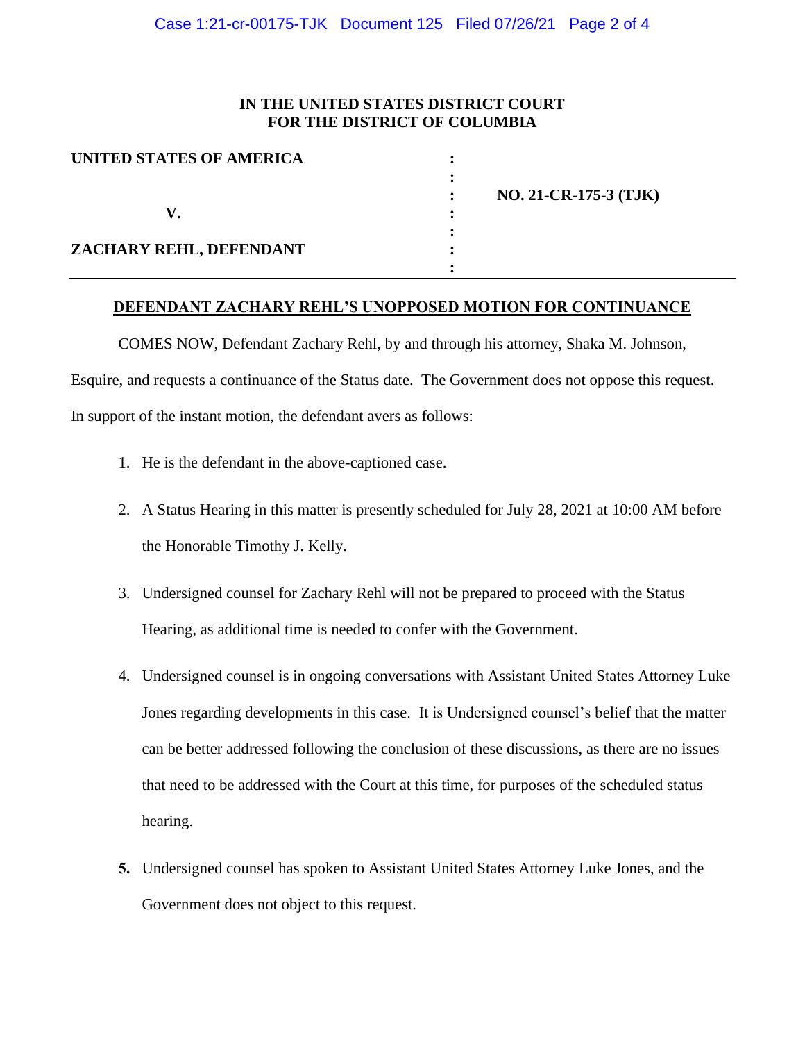**IN THE UNITED STATES DISTRICT COURT**
**FOR THE DISTRICT OF COLUMBIA**

| | | |
|---|---|---|
| **UNITED STATES OF AMERICA** | : | |
| | : | **NO. 21-CR-175-3 (TJK)** |
| **V.** | : | |
| | : | |
| **ZACHARY REHL, DEFENDANT** | : | |

**DEFENDANT ZACHARY REHL'S UNOPPOSED MOTION FOR CONTINUANCE**

COMES NOW, Defendant Zachary Rehl, by and through his attorney, Shaka M. Johnson, Esquire, and requests a continuance of the Status date. The Government does not oppose this request. In support of the instant motion, the defendant avers as follows:

1. He is the defendant in the above-captioned case.

2. A Status Hearing in this matter is presently scheduled for July 28, 2021 at 10:00 AM before the Honorable Timothy J. Kelly.

3. Undersigned counsel for Zachary Rehl will not be prepared to proceed with the Status Hearing, as additional time is needed to confer with the Government.

4. Undersigned counsel is in ongoing conversations with Assistant United States Attorney Luke Jones regarding developments in this case. It is Undersigned counsel's belief that the matter can be better addressed following the conclusion of these discussions, as there are no issues that need to be addressed with the Court at this time, for purposes of the scheduled status hearing.

5. Undersigned counsel has spoken to Assistant United States Attorney Luke Jones, and the Government does not object to this request.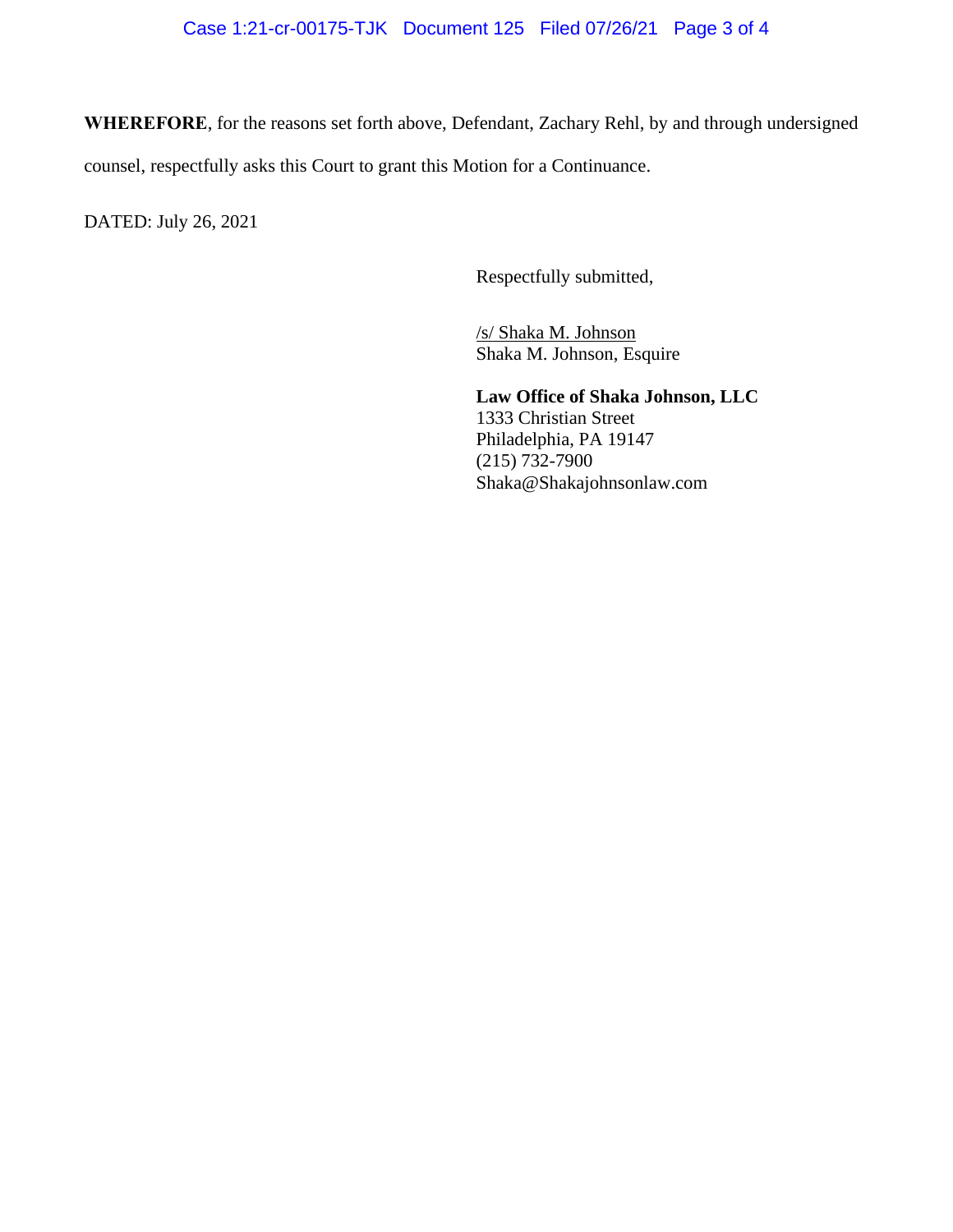**WHEREFORE**, for the reasons set forth above, Defendant, Zachary Rehl, by and through undersigned counsel, respectfully asks this Court to grant this Motion for a Continuance.

DATED: July 26, 2021

Respectfully submitted,

/s/ Shaka M. Johnson
Shaka M. Johnson, Esquire

**Law Office of Shaka Johnson, LLC**
1333 Christian Street
Philadelphia, PA 19147
(215) 732-7900
Shaka@Shakajohnsonlaw.com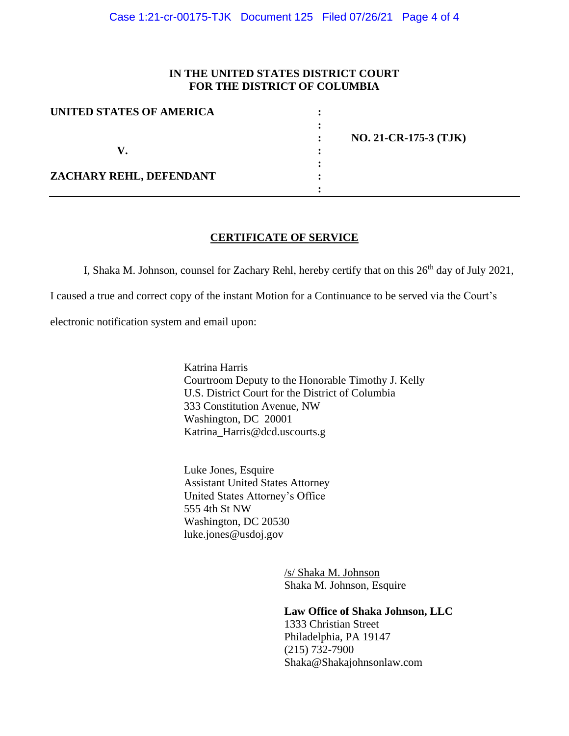**IN THE UNITED STATES DISTRICT COURT**
**FOR THE DISTRICT OF COLUMBIA**

| | | |
|---|---|---|
| **UNITED STATES OF AMERICA** | : | |
| | : | |
| | : | **NO. 21-CR-175-3 (TJK)** |
| **V.** | : | |
| | : | |
| **ZACHARY REHL, DEFENDANT** | : | |
| | : | |

## CERTIFICATE OF SERVICE

I, Shaka M. Johnson, counsel for Zachary Rehl, hereby certify that on this 26th day of July 2021, I caused a true and correct copy of the instant Motion for a Continuance to be served via the Court's electronic notification system and email upon:

Katrina Harris
Courtroom Deputy to the Honorable Timothy J. Kelly
U.S. District Court for the District of Columbia
333 Constitution Avenue, NW
Washington, DC 20001
Katrina_Harris@dcd.uscourts.g

Luke Jones, Esquire
Assistant United States Attorney
United States Attorney's Office
555 4th St NW
Washington, DC 20530
luke.jones@usdoj.gov

/s/ Shaka M. Johnson
Shaka M. Johnson, Esquire

**Law Office of Shaka Johnson, LLC**
1333 Christian Street
Philadelphia, PA 19147
(215) 732-7900
Shaka@Shakajohnsonlaw.com